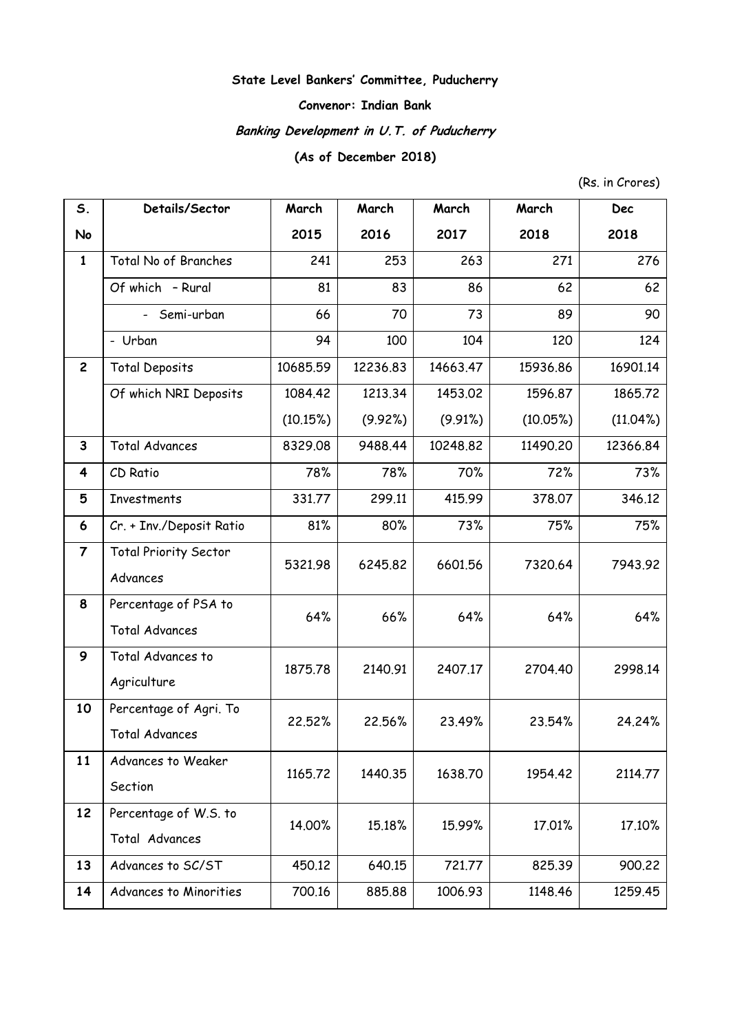**State Level Bankers' Committee, Puducherry**

**Convenor: Indian Bank**

***Banking Development in U.T. of Puducherry***

**(As of December 2018)**

(Rs. in Crores)

| S. No | Details/Sector | March 2015 | March 2016 | March 2017 | March 2018 | Dec 2018 |
|---|---|---|---|---|---|---|
| 1 | Total No of Branches | 241 | 253 | 263 | 271 | 276 |
| | Of which – Rural | 81 | 83 | 86 | 62 | 62 |
| | - Semi-urban | 66 | 70 | 73 | 89 | 90 |
| | - Urban | 94 | 100 | 104 | 120 | 124 |
| 2 | Total Deposits | 10685.59 | 12236.83 | 14663.47 | 15936.86 | 16901.14 |
| | Of which NRI Deposits | 1084.42 (10.15%) | 1213.34 (9.92%) | 1453.02 (9.91%) | 1596.87 (10.05%) | 1865.72 (11.04%) |
| 3 | Total Advances | 8329.08 | 9488.44 | 10248.82 | 11490.20 | 12366.84 |
| 4 | CD Ratio | 78% | 78% | 70% | 72% | 73% |
| 5 | Investments | 331.77 | 299.11 | 415.99 | 378.07 | 346.12 |
| 6 | Cr. + Inv./Deposit Ratio | 81% | 80% | 73% | 75% | 75% |
| 7 | Total Priority Sector Advances | 5321.98 | 6245.82 | 6601.56 | 7320.64 | 7943.92 |
| 8 | Percentage of PSA to Total Advances | 64% | 66% | 64% | 64% | 64% |
| 9 | Total Advances to Agriculture | 1875.78 | 2140.91 | 2407.17 | 2704.40 | 2998.14 |
| 10 | Percentage of Agri. To Total Advances | 22.52% | 22.56% | 23.49% | 23.54% | 24.24% |
| 11 | Advances to Weaker Section | 1165.72 | 1440.35 | 1638.70 | 1954.42 | 2114.77 |
| 12 | Percentage of W.S. to Total Advances | 14.00% | 15.18% | 15.99% | 17.01% | 17.10% |
| 13 | Advances to SC/ST | 450.12 | 640.15 | 721.77 | 825.39 | 900.22 |
| 14 | Advances to Minorities | 700.16 | 885.88 | 1006.93 | 1148.46 | 1259.45 |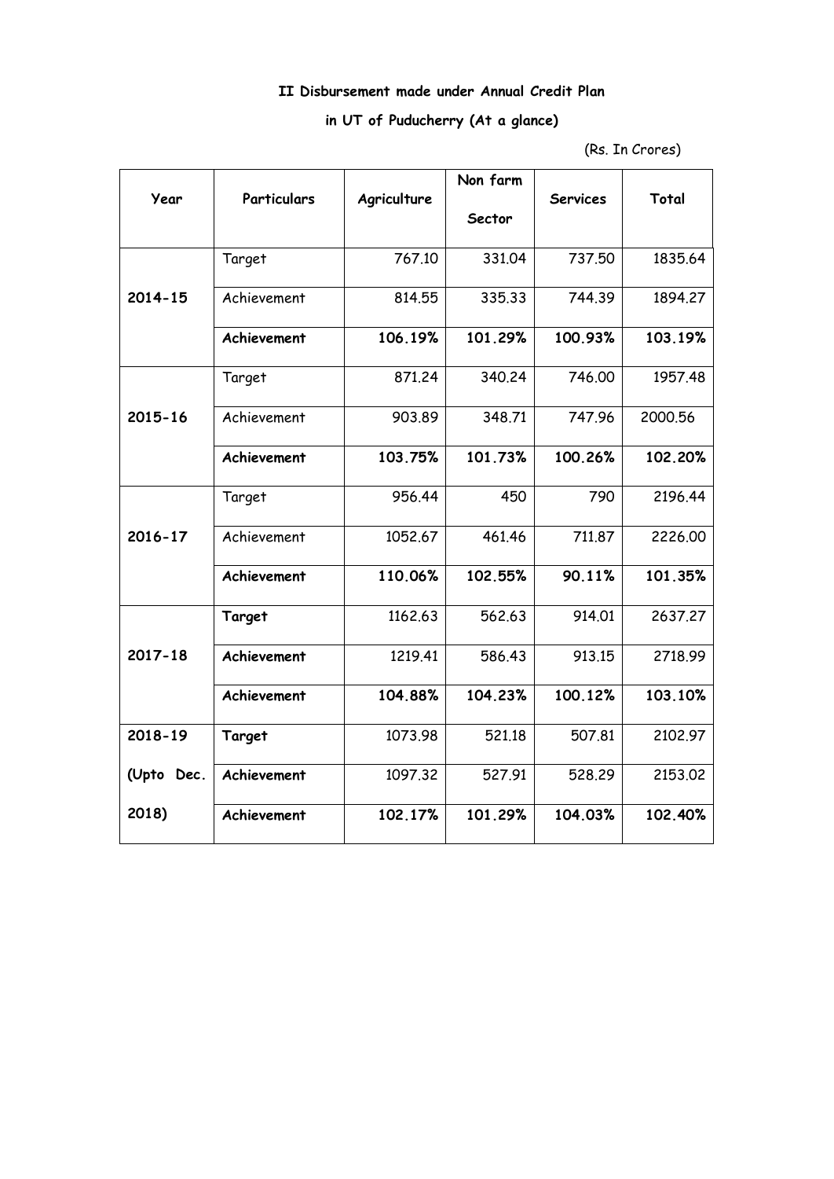**II Disbursement made under Annual Credit Plan**

**in UT of Puducherry (At a glance)**

(Rs. In Crores)

| Year | Particulars | Agriculture | Non farm Sector | Services | Total |
|---|---|---|---|---|---|
| **2014-15** | Target | 767.10 | 331.04 | 737.50 | 1835.64 |
| | Achievement | 814.55 | 335.33 | 744.39 | 1894.27 |
| | **Achievement** | **106.19%** | **101.29%** | **100.93%** | **103.19%** |
| **2015-16** | Target | 871.24 | 340.24 | 746.00 | 1957.48 |
| | Achievement | 903.89 | 348.71 | 747.96 | 2000.56 |
| | **Achievement** | **103.75%** | **101.73%** | **100.26%** | **102.20%** |
| **2016-17** | Target | 956.44 | 450 | 790 | 2196.44 |
| | Achievement | 1052.67 | 461.46 | 711.87 | 2226.00 |
| | **Achievement** | **110.06%** | **102.55%** | **90.11%** | **101.35%** |
| **2017-18** | **Target** | 1162.63 | 562.63 | 914.01 | 2637.27 |
| | **Achievement** | 1219.41 | 586.43 | 913.15 | 2718.99 |
| | **Achievement** | **104.88%** | **104.23%** | **100.12%** | **103.10%** |
| **2018-19 (Upto Dec. 2018)** | **Target** | 1073.98 | 521.18 | 507.81 | 2102.97 |
| | **Achievement** | 1097.32 | 527.91 | 528.29 | 2153.02 |
| | **Achievement** | **102.17%** | **101.29%** | **104.03%** | **102.40%** |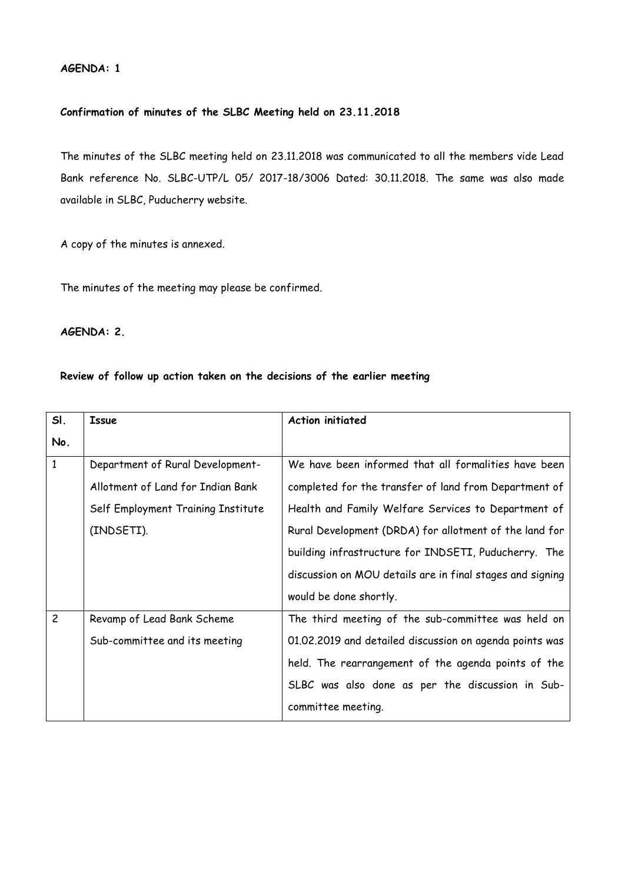**AGENDA: 1**

**Confirmation of minutes of the SLBC Meeting held on 23.11.2018**

The minutes of the SLBC meeting held on 23.11.2018 was communicated to all the members vide Lead Bank reference No. SLBC-UTP/L 05/ 2017-18/3006 Dated: 30.11.2018. The same was also made available in SLBC, Puducherry website.

A copy of the minutes is annexed.

The minutes of the meeting may please be confirmed.

**AGENDA: 2.**

**Review of follow up action taken on the decisions of the earlier meeting**

| Sl. No. | Issue | Action initiated |
|---|---|---|
| 1 | Department of Rural Development- Allotment of Land for Indian Bank Self Employment Training Institute (INDSETI). | We have been informed that all formalities have been completed for the transfer of land from Department of Health and Family Welfare Services to Department of Rural Development (DRDA) for allotment of the land for building infrastructure for INDSETI, Puducherry. The discussion on MOU details are in final stages and signing would be done shortly. |
| 2 | Revamp of Lead Bank Scheme Sub-committee and its meeting | The third meeting of the sub-committee was held on 01.02.2019 and detailed discussion on agenda points was held. The rearrangement of the agenda points of the SLBC was also done as per the discussion in Sub-committee meeting. |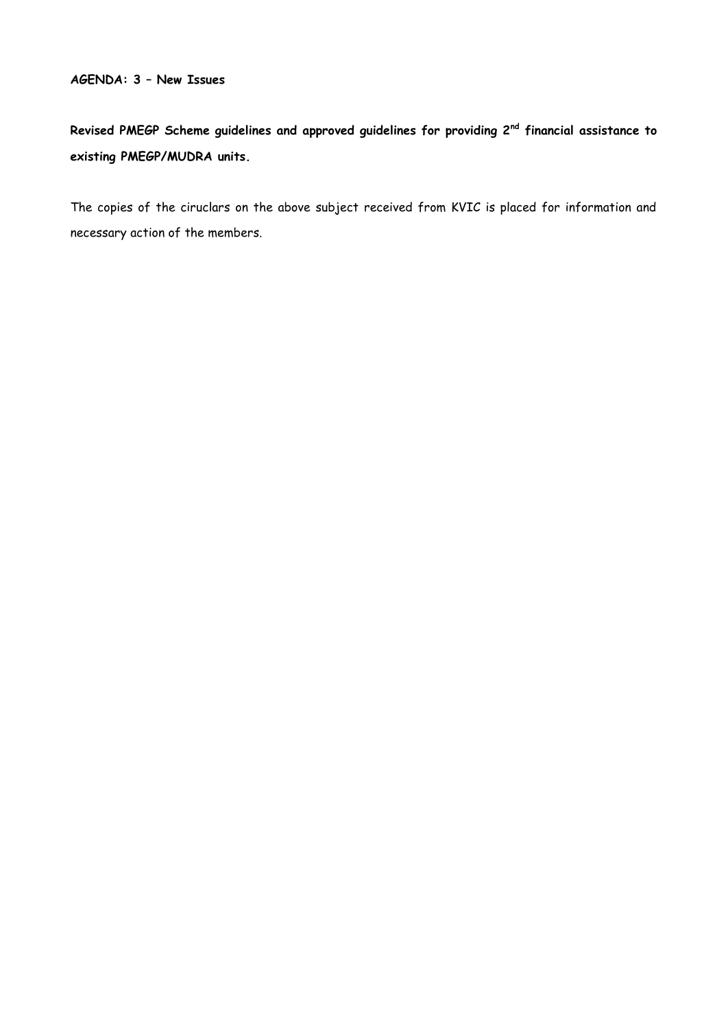**AGENDA: 3 – New Issues**

**Revised PMEGP Scheme guidelines and approved guidelines for providing 2nd financial assistance to existing PMEGP/MUDRA units.**

The copies of the ciruclars on the above subject received from KVIC is placed for information and necessary action of the members.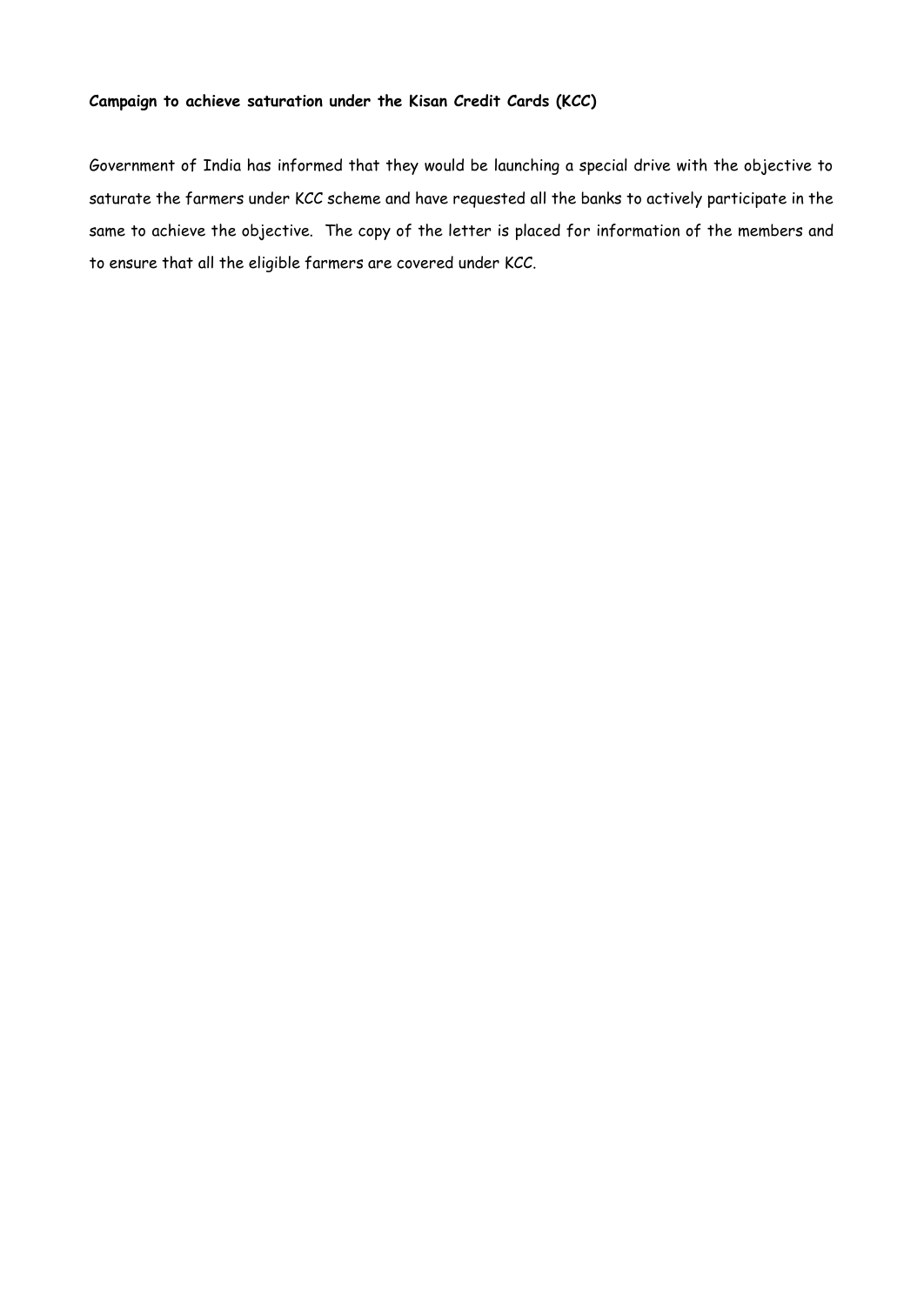**Campaign to achieve saturation under the Kisan Credit Cards (KCC)**

Government of India has informed that they would be launching a special drive with the objective to saturate the farmers under KCC scheme and have requested all the banks to actively participate in the same to achieve the objective. The copy of the letter is placed for information of the members and to ensure that all the eligible farmers are covered under KCC.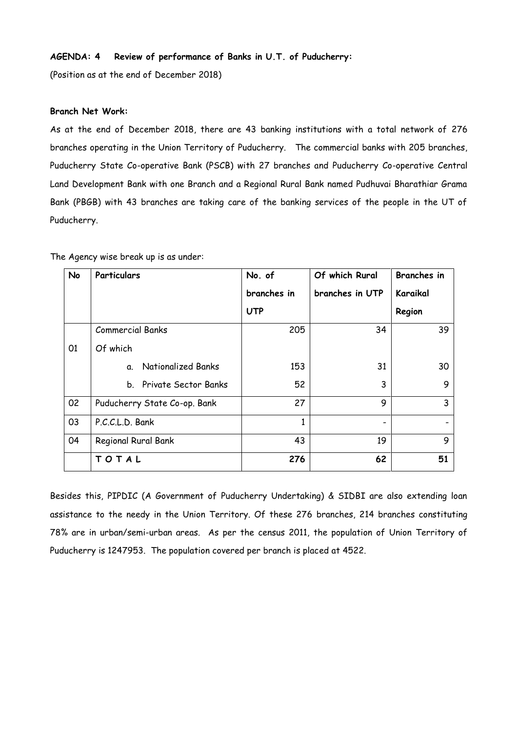**AGENDA: 4 Review of performance of Banks in U.T. of Puducherry:**

(Position as at the end of December 2018)

**Branch Net Work:**

As at the end of December 2018, there are 43 banking institutions with a total network of 276 branches operating in the Union Territory of Puducherry. The commercial banks with 205 branches, Puducherry State Co-operative Bank (PSCB) with 27 branches and Puducherry Co-operative Central Land Development Bank with one Branch and a Regional Rural Bank named Pudhuvai Bharathiar Grama Bank (PBGB) with 43 branches are taking care of the banking services of the people in the UT of Puducherry.

The Agency wise break up is as under:

| No | Particulars | No. of branches in UTP | Of which Rural branches in UTP | Branches in Karaikal Region |
|---|---|---|---|---|
| 01 | Commercial Banks | 205 | 34 | 39 |
| | Of which | | | |
| | a. Nationalized Banks | 153 | 31 | 30 |
| | b. Private Sector Banks | 52 | 3 | 9 |
| 02 | Puducherry State Co-op. Bank | 27 | 9 | 3 |
| 03 | P.C.C.L.D. Bank | 1 | - | - |
| 04 | Regional Rural Bank | 43 | 19 | 9 |
| | **T O T A L** | **276** | **62** | **51** |

Besides this, PIPDIC (A Government of Puducherry Undertaking) & SIDBI are also extending loan assistance to the needy in the Union Territory. Of these 276 branches, 214 branches constituting 78% are in urban/semi-urban areas. As per the census 2011, the population of Union Territory of Puducherry is 1247953. The population covered per branch is placed at 4522.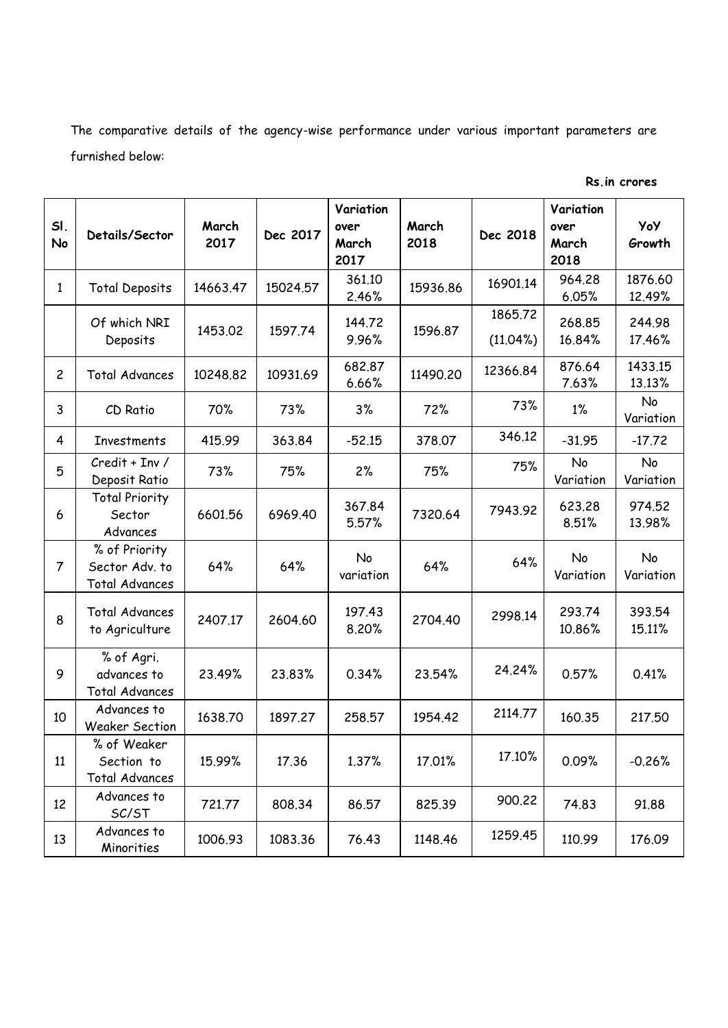The comparative details of the agency-wise performance under various important parameters are furnished below:

**Rs.in crores**

| Sl. No | Details/Sector | March 2017 | Dec 2017 | Variation over March 2017 | March 2018 | Dec 2018 | Variation over March 2018 | YoY Growth |
|---|---|---|---|---|---|---|---|---|
| 1 | Total Deposits | 14663.47 | 15024.57 | 361.10 2.46% | 15936.86 | 16901.14 | 964.28 6.05% | 1876.60 12.49% |
| | Of which NRI Deposits | 1453.02 | 1597.74 | 144.72 9.96% | 1596.87 | 1865.72 (11.04%) | 268.85 16.84% | 244.98 17.46% |
| 2 | Total Advances | 10248.82 | 10931.69 | 682.87 6.66% | 11490.20 | 12366.84 | 876.64 7.63% | 1433.15 13.13% |
| 3 | CD Ratio | 70% | 73% | 3% | 72% | 73% | 1% | No Variation |
| 4 | Investments | 415.99 | 363.84 | -52.15 | 378.07 | 346.12 | -31.95 | -17.72 |
| 5 | Credit + Inv / Deposit Ratio | 73% | 75% | 2% | 75% | 75% | No Variation | No Variation |
| 6 | Total Priority Sector Advances | 6601.56 | 6969.40 | 367.84 5.57% | 7320.64 | 7943.92 | 623.28 8.51% | 974.52 13.98% |
| 7 | % of Priority Sector Adv. to Total Advances | 64% | 64% | No variation | 64% | 64% | No Variation | No Variation |
| 8 | Total Advances to Agriculture | 2407.17 | 2604.60 | 197.43 8.20% | 2704.40 | 2998.14 | 293.74 10.86% | 393.54 15.11% |
| 9 | % of Agri. advances to Total Advances | 23.49% | 23.83% | 0.34% | 23.54% | 24.24% | 0.57% | 0.41% |
| 10 | Advances to Weaker Section | 1638.70 | 1897.27 | 258.57 | 1954.42 | 2114.77 | 160.35 | 217.50 |
| 11 | % of Weaker Section to Total Advances | 15.99% | 17.36 | 1.37% | 17.01% | 17.10% | 0.09% | -0.26% |
| 12 | Advances to SC/ST | 721.77 | 808.34 | 86.57 | 825.39 | 900.22 | 74.83 | 91.88 |
| 13 | Advances to Minorities | 1006.93 | 1083.36 | 76.43 | 1148.46 | 1259.45 | 110.99 | 176.09 |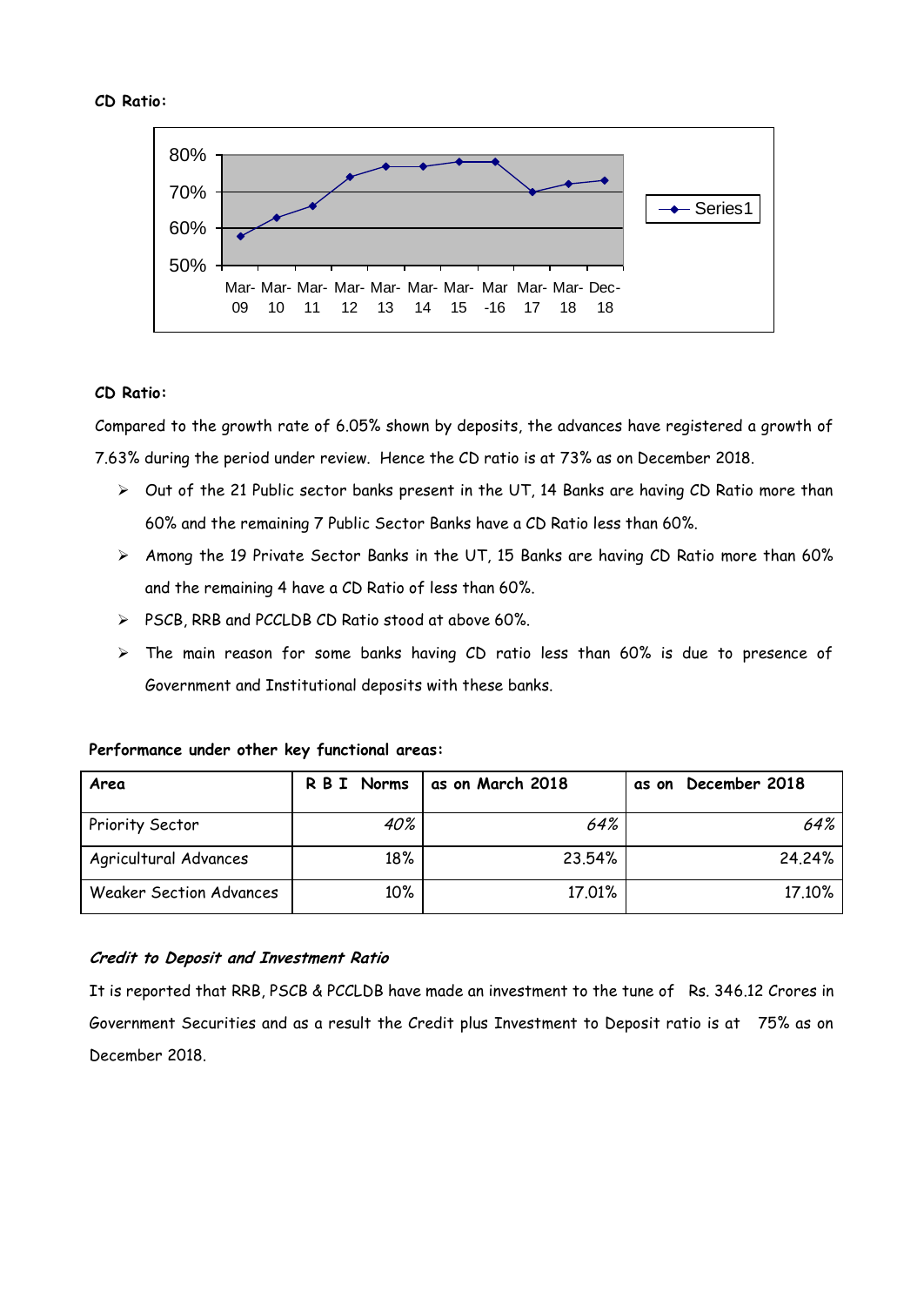**CD Ratio:**

**CD Ratio:**

Compared to the growth rate of 6.05% shown by deposits, the advances have registered a growth of 7.63% during the period under review. Hence the CD ratio is at 73% as on December 2018.

- Out of the 21 Public sector banks present in the UT, 14 Banks are having CD Ratio more than 60% and the remaining 7 Public Sector Banks have a CD Ratio less than 60%.
- Among the 19 Private Sector Banks in the UT, 15 Banks are having CD Ratio more than 60% and the remaining 4 have a CD Ratio of less than 60%.
- PSCB, RRB and PCCLDB CD Ratio stood at above 60%.
- The main reason for some banks having CD ratio less than 60% is due to presence of Government and Institutional deposits with these banks.

**Performance under other key functional areas:**

| Area | R B I Norms | as on March 2018 | as on December 2018 |
|---|---|---|---|
| Priority Sector | *40%* | *64%* | *64%* |
| Agricultural Advances | 18% | 23.54% | 24.24% |
| Weaker Section Advances | 10% | 17.01% | 17.10% |

***Credit to Deposit and Investment Ratio***

It is reported that RRB, PSCB & PCCLDB have made an investment to the tune of Rs. 346.12 Crores in Government Securities and as a result the Credit plus Investment to Deposit ratio is at 75% as on December 2018.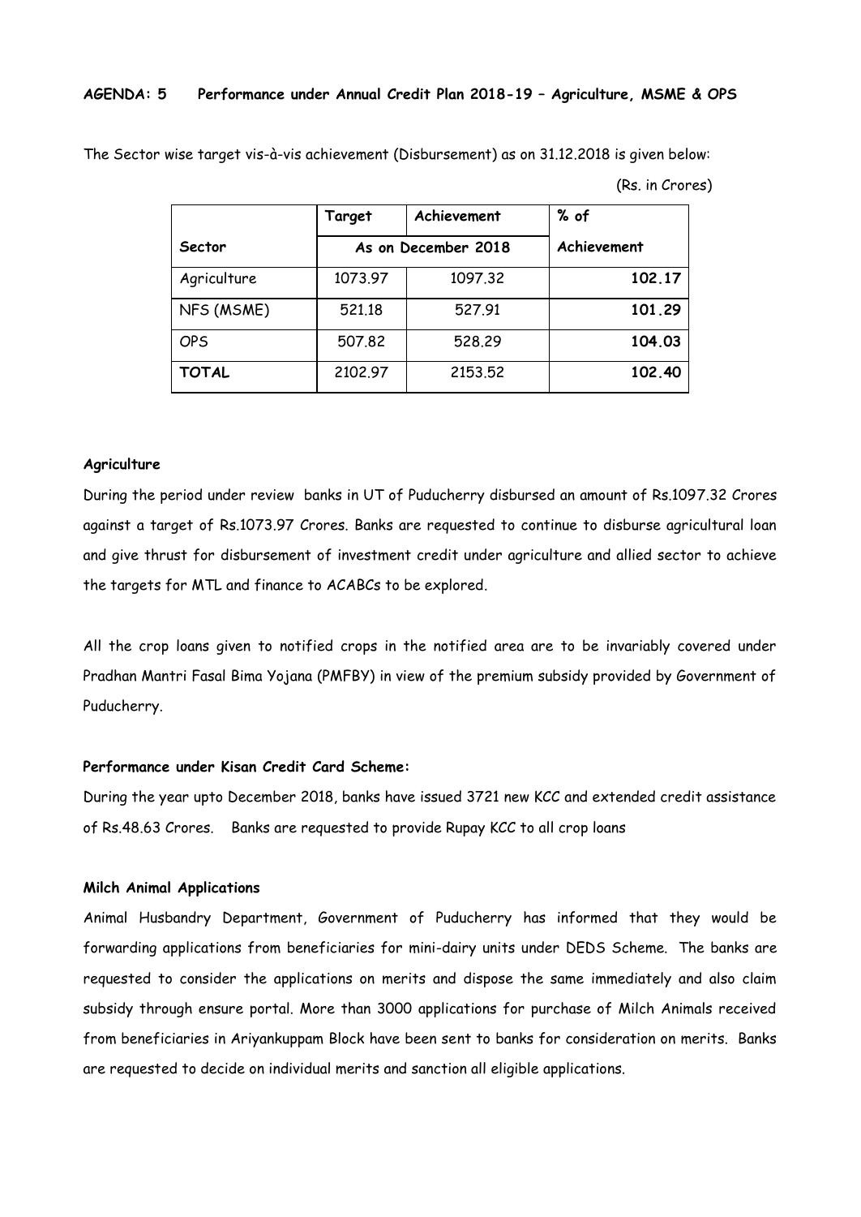**AGENDA: 5 Performance under Annual Credit Plan 2018-19 – Agriculture, MSME & OPS**

The Sector wise target vis-à-vis achievement (Disbursement) as on 31.12.2018 is given below:

(Rs. in Crores)

| | Target | Achievement | % of |
|---|---|---|---|
| Sector | As on December 2018 | | Achievement |
| Agriculture | 1073.97 | 1097.32 | **102.17** |
| NFS (MSME) | 521.18 | 527.91 | **101.29** |
| OPS | 507.82 | 528.29 | **104.03** |
| **TOTAL** | 2102.97 | 2153.52 | **102.40** |

**Agriculture**

During the period under review banks in UT of Puducherry disbursed an amount of Rs.1097.32 Crores against a target of Rs.1073.97 Crores. Banks are requested to continue to disburse agricultural loan and give thrust for disbursement of investment credit under agriculture and allied sector to achieve the targets for MTL and finance to ACABCs to be explored.

All the crop loans given to notified crops in the notified area are to be invariably covered under Pradhan Mantri Fasal Bima Yojana (PMFBY) in view of the premium subsidy provided by Government of Puducherry.

**Performance under Kisan Credit Card Scheme:**

During the year upto December 2018, banks have issued 3721 new KCC and extended credit assistance of Rs.48.63 Crores. Banks are requested to provide Rupay KCC to all crop loans

**Milch Animal Applications**

Animal Husbandry Department, Government of Puducherry has informed that they would be forwarding applications from beneficiaries for mini-dairy units under DEDS Scheme. The banks are requested to consider the applications on merits and dispose the same immediately and also claim subsidy through ensure portal. More than 3000 applications for purchase of Milch Animals received from beneficiaries in Ariyankuppam Block have been sent to banks for consideration on merits. Banks are requested to decide on individual merits and sanction all eligible applications.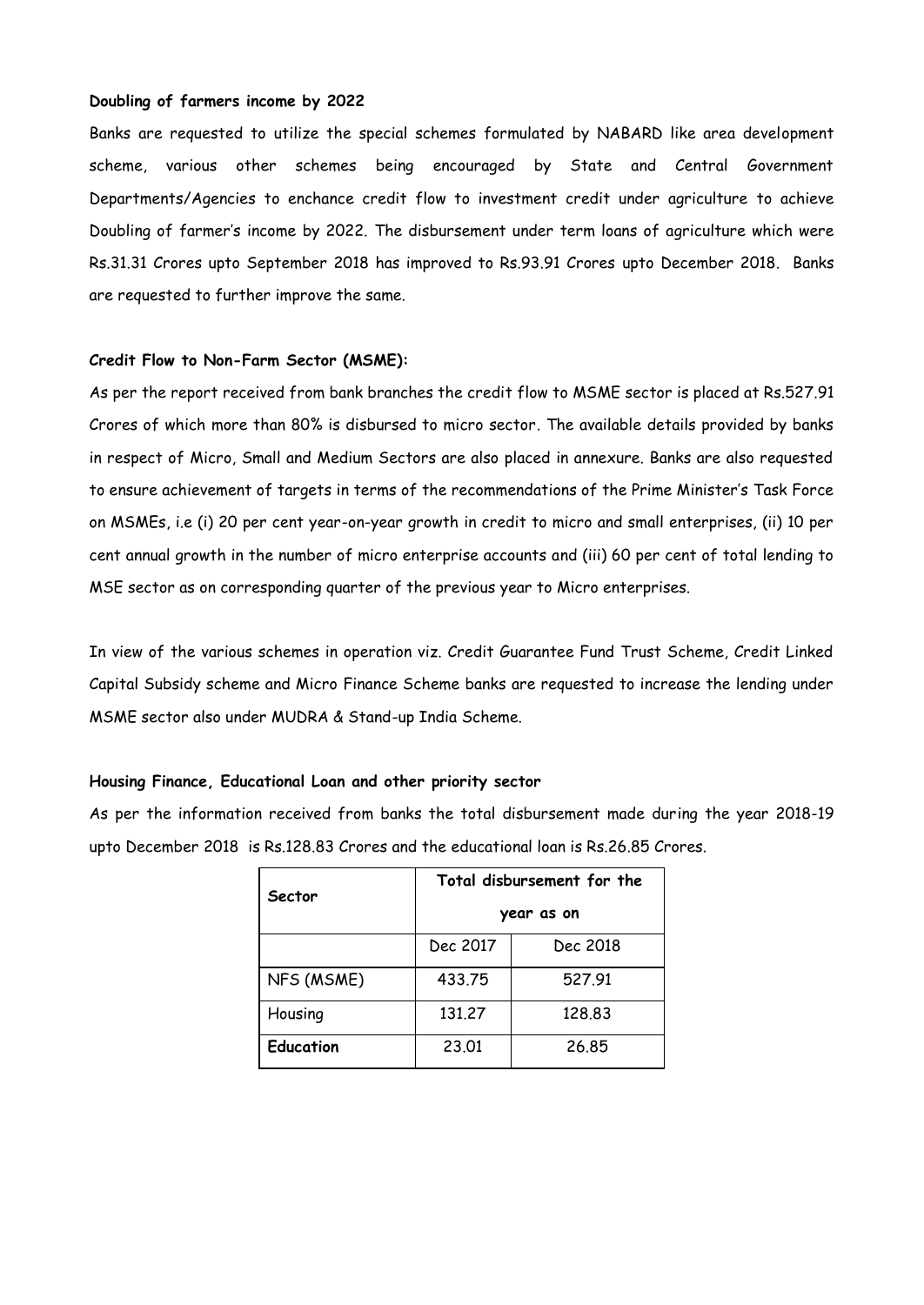**Doubling of farmers income by 2022**

Banks are requested to utilize the special schemes formulated by NABARD like area development scheme, various other schemes being encouraged by State and Central Government Departments/Agencies to enchance credit flow to investment credit under agriculture to achieve Doubling of farmer's income by 2022. The disbursement under term loans of agriculture which were Rs.31.31 Crores upto September 2018 has improved to Rs.93.91 Crores upto December 2018. Banks are requested to further improve the same.

**Credit Flow to Non-Farm Sector (MSME):**

As per the report received from bank branches the credit flow to MSME sector is placed at Rs.527.91 Crores of which more than 80% is disbursed to micro sector. The available details provided by banks in respect of Micro, Small and Medium Sectors are also placed in annexure. Banks are also requested to ensure achievement of targets in terms of the recommendations of the Prime Minister's Task Force on MSMEs, i.e (i) 20 per cent year-on-year growth in credit to micro and small enterprises, (ii) 10 per cent annual growth in the number of micro enterprise accounts and (iii) 60 per cent of total lending to MSE sector as on corresponding quarter of the previous year to Micro enterprises.

In view of the various schemes in operation viz. Credit Guarantee Fund Trust Scheme, Credit Linked Capital Subsidy scheme and Micro Finance Scheme banks are requested to increase the lending under MSME sector also under MUDRA & Stand-up India Scheme.

**Housing Finance, Educational Loan and other priority sector**

As per the information received from banks the total disbursement made during the year 2018-19 upto December 2018 is Rs.128.83 Crores and the educational loan is Rs.26.85 Crores.

| **Sector** | **Total disbursement for the year as on** | |
|---|---|---|
| | Dec 2017 | Dec 2018 |
| NFS (MSME) | 433.75 | 527.91 |
| Housing | 131.27 | 128.83 |
| **Education** | 23.01 | 26.85 |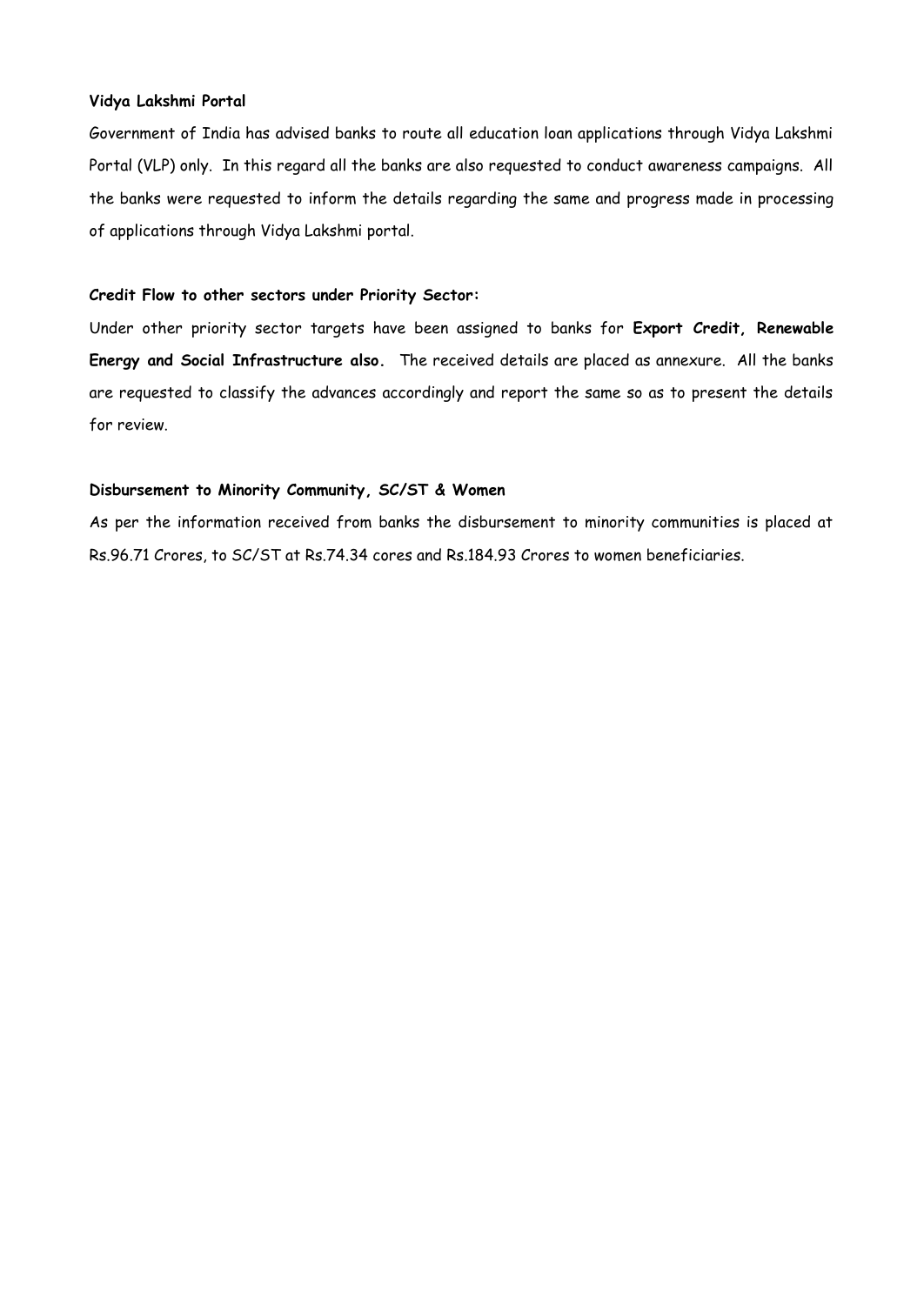**Vidya Lakshmi Portal**

Government of India has advised banks to route all education loan applications through Vidya Lakshmi Portal (VLP) only. In this regard all the banks are also requested to conduct awareness campaigns. All the banks were requested to inform the details regarding the same and progress made in processing of applications through Vidya Lakshmi portal.

**Credit Flow to other sectors under Priority Sector:**

Under other priority sector targets have been assigned to banks for **Export Credit, Renewable Energy and Social Infrastructure also.** The received details are placed as annexure. All the banks are requested to classify the advances accordingly and report the same so as to present the details for review.

**Disbursement to Minority Community, SC/ST & Women**

As per the information received from banks the disbursement to minority communities is placed at Rs.96.71 Crores, to SC/ST at Rs.74.34 cores and Rs.184.93 Crores to women beneficiaries.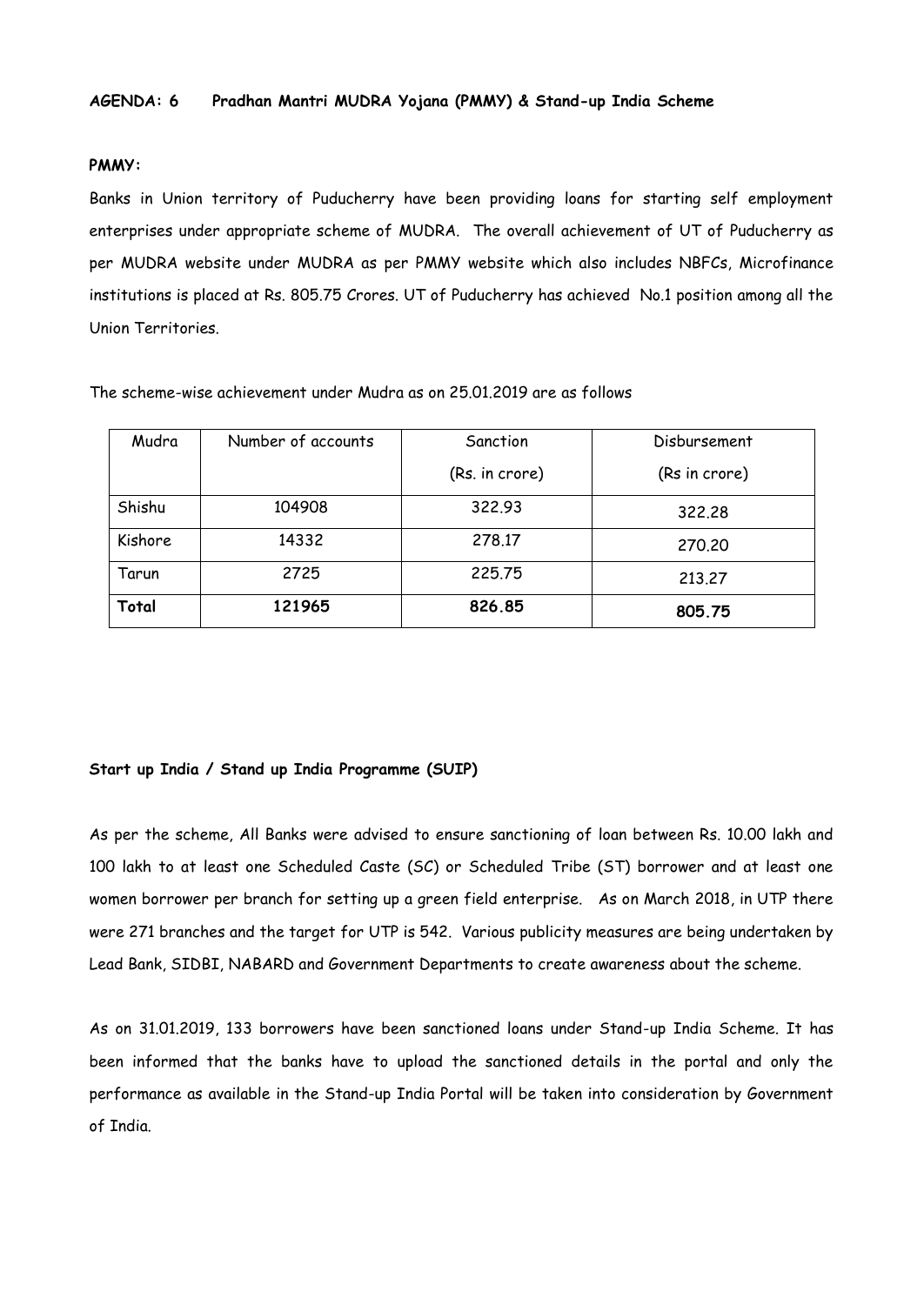**AGENDA: 6 Pradhan Mantri MUDRA Yojana (PMMY) & Stand-up India Scheme**

**PMMY:**

Banks in Union territory of Puducherry have been providing loans for starting self employment enterprises under appropriate scheme of MUDRA. The overall achievement of UT of Puducherry as per MUDRA website under MUDRA as per PMMY website which also includes NBFCs, Microfinance institutions is placed at Rs. 805.75 Crores. UT of Puducherry has achieved No.1 position among all the Union Territories.

The scheme-wise achievement under Mudra as on 25.01.2019 are as follows

| Mudra | Number of accounts | Sanction (Rs. in crore) | Disbursement (Rs in crore) |
|---|---|---|---|
| Shishu | 104908 | 322.93 | 322.28 |
| Kishore | 14332 | 278.17 | 270.20 |
| Tarun | 2725 | 225.75 | 213.27 |
| **Total** | **121965** | **826.85** | **805.75** |

**Start up India / Stand up India Programme (SUIP)**

As per the scheme, All Banks were advised to ensure sanctioning of loan between Rs. 10.00 lakh and 100 lakh to at least one Scheduled Caste (SC) or Scheduled Tribe (ST) borrower and at least one women borrower per branch for setting up a green field enterprise. As on March 2018, in UTP there were 271 branches and the target for UTP is 542. Various publicity measures are being undertaken by Lead Bank, SIDBI, NABARD and Government Departments to create awareness about the scheme.

As on 31.01.2019, 133 borrowers have been sanctioned loans under Stand-up India Scheme. It has been informed that the banks have to upload the sanctioned details in the portal and only the performance as available in the Stand-up India Portal will be taken into consideration by Government of India.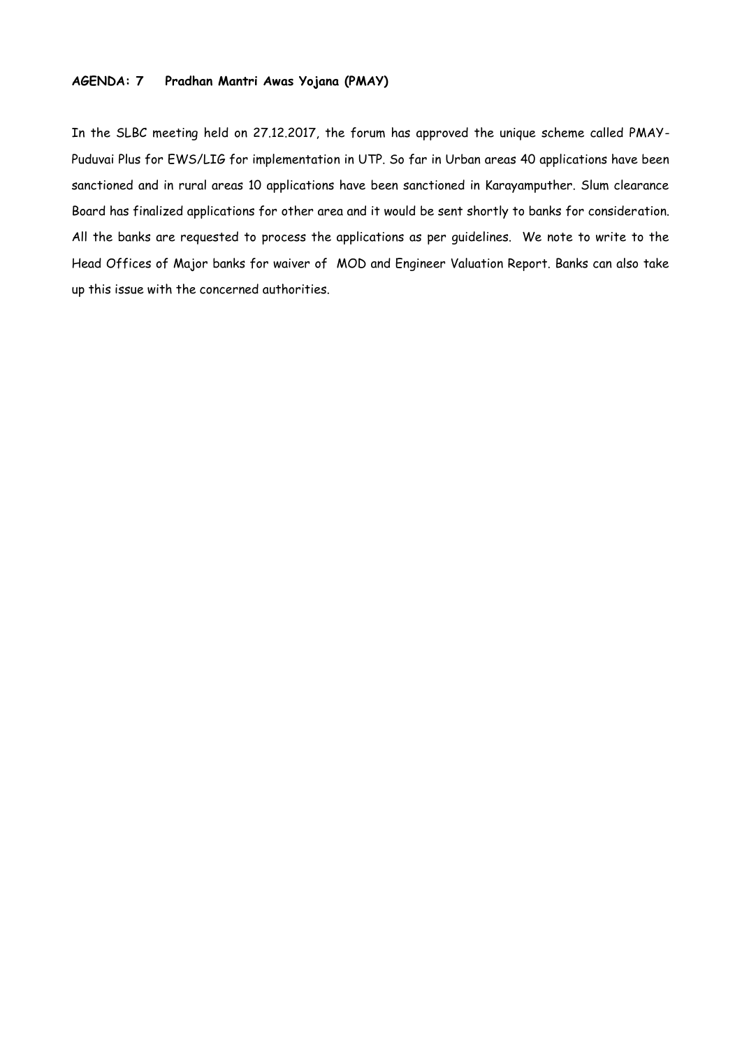**AGENDA: 7 Pradhan Mantri Awas Yojana (PMAY)**

In the SLBC meeting held on 27.12.2017, the forum has approved the unique scheme called PMAY-Puduvai Plus for EWS/LIG for implementation in UTP. So far in Urban areas 40 applications have been sanctioned and in rural areas 10 applications have been sanctioned in Karayamputher. Slum clearance Board has finalized applications for other area and it would be sent shortly to banks for consideration. All the banks are requested to process the applications as per guidelines. We note to write to the Head Offices of Major banks for waiver of MOD and Engineer Valuation Report. Banks can also take up this issue with the concerned authorities.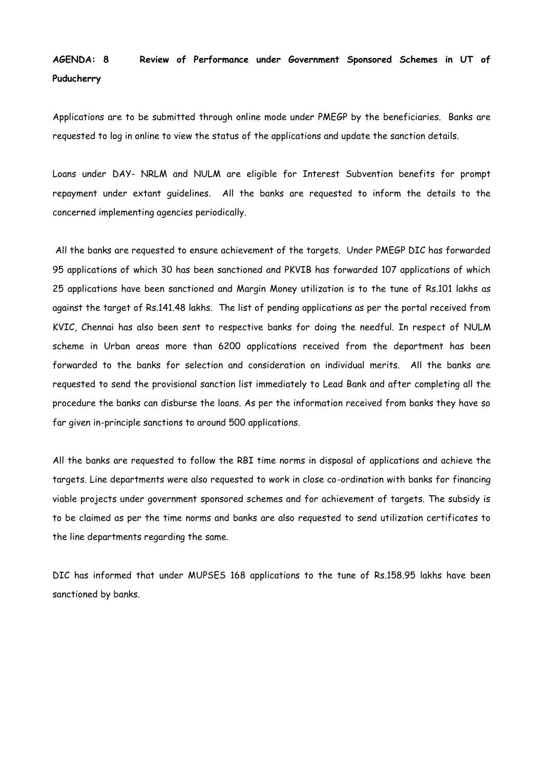**AGENDA: 8 Review of Performance under Government Sponsored Schemes in UT of Puducherry**

Applications are to be submitted through online mode under PMEGP by the beneficiaries. Banks are requested to log in online to view the status of the applications and update the sanction details.

Loans under DAY- NRLM and NULM are eligible for Interest Subvention benefits for prompt repayment under extant guidelines. All the banks are requested to inform the details to the concerned implementing agencies periodically.

All the banks are requested to ensure achievement of the targets. Under PMEGP DIC has forwarded 95 applications of which 30 has been sanctioned and PKVIB has forwarded 107 applications of which 25 applications have been sanctioned and Margin Money utilization is to the tune of Rs.101 lakhs as against the target of Rs.141.48 lakhs. The list of pending applications as per the portal received from KVIC, Chennai has also been sent to respective banks for doing the needful. In respect of NULM scheme in Urban areas more than 6200 applications received from the department has been forwarded to the banks for selection and consideration on individual merits. All the banks are requested to send the provisional sanction list immediately to Lead Bank and after completing all the procedure the banks can disburse the loans. As per the information received from banks they have so far given in-principle sanctions to around 500 applications.

All the banks are requested to follow the RBI time norms in disposal of applications and achieve the targets. Line departments were also requested to work in close co-ordination with banks for financing viable projects under government sponsored schemes and for achievement of targets. The subsidy is to be claimed as per the time norms and banks are also requested to send utilization certificates to the line departments regarding the same.

DIC has informed that under MUPSES 168 applications to the tune of Rs.158.95 lakhs have been sanctioned by banks.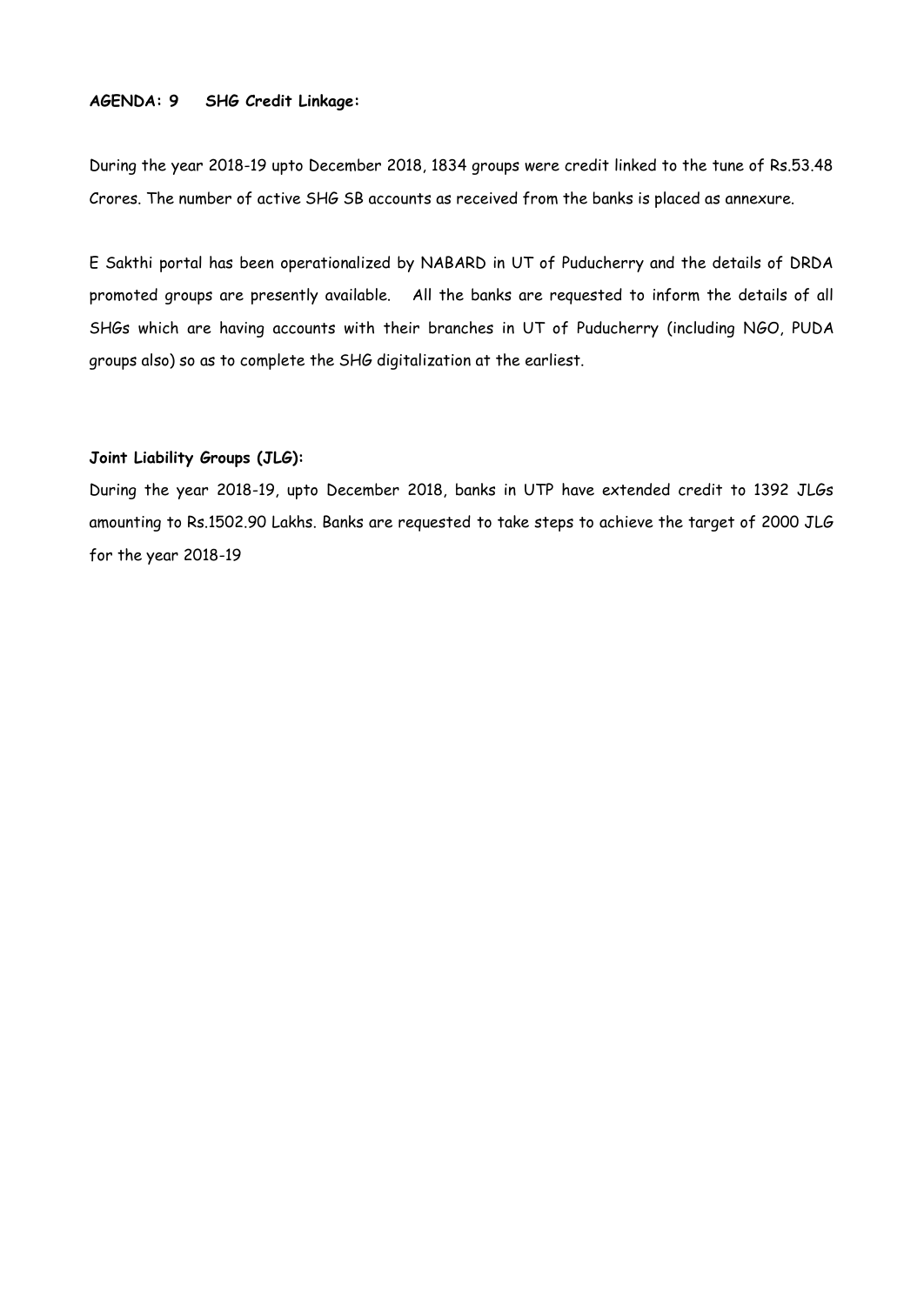**AGENDA: 9 SHG Credit Linkage:**

During the year 2018-19 upto December 2018, 1834 groups were credit linked to the tune of Rs.53.48 Crores. The number of active SHG SB accounts as received from the banks is placed as annexure.

E Sakthi portal has been operationalized by NABARD in UT of Puducherry and the details of DRDA promoted groups are presently available. All the banks are requested to inform the details of all SHGs which are having accounts with their branches in UT of Puducherry (including NGO, PUDA groups also) so as to complete the SHG digitalization at the earliest.

**Joint Liability Groups (JLG):**

During the year 2018-19, upto December 2018, banks in UTP have extended credit to 1392 JLGs amounting to Rs.1502.90 Lakhs. Banks are requested to take steps to achieve the target of 2000 JLG for the year 2018-19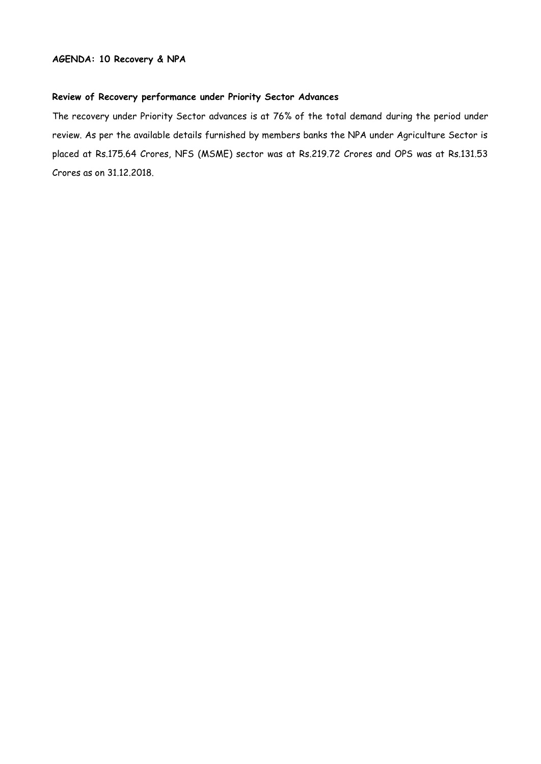**AGENDA: 10 Recovery & NPA**

**Review of Recovery performance under Priority Sector Advances**

The recovery under Priority Sector advances is at 76% of the total demand during the period under review. As per the available details furnished by members banks the NPA under Agriculture Sector is placed at Rs.175.64 Crores, NFS (MSME) sector was at Rs.219.72 Crores and OPS was at Rs.131.53 Crores as on 31.12.2018.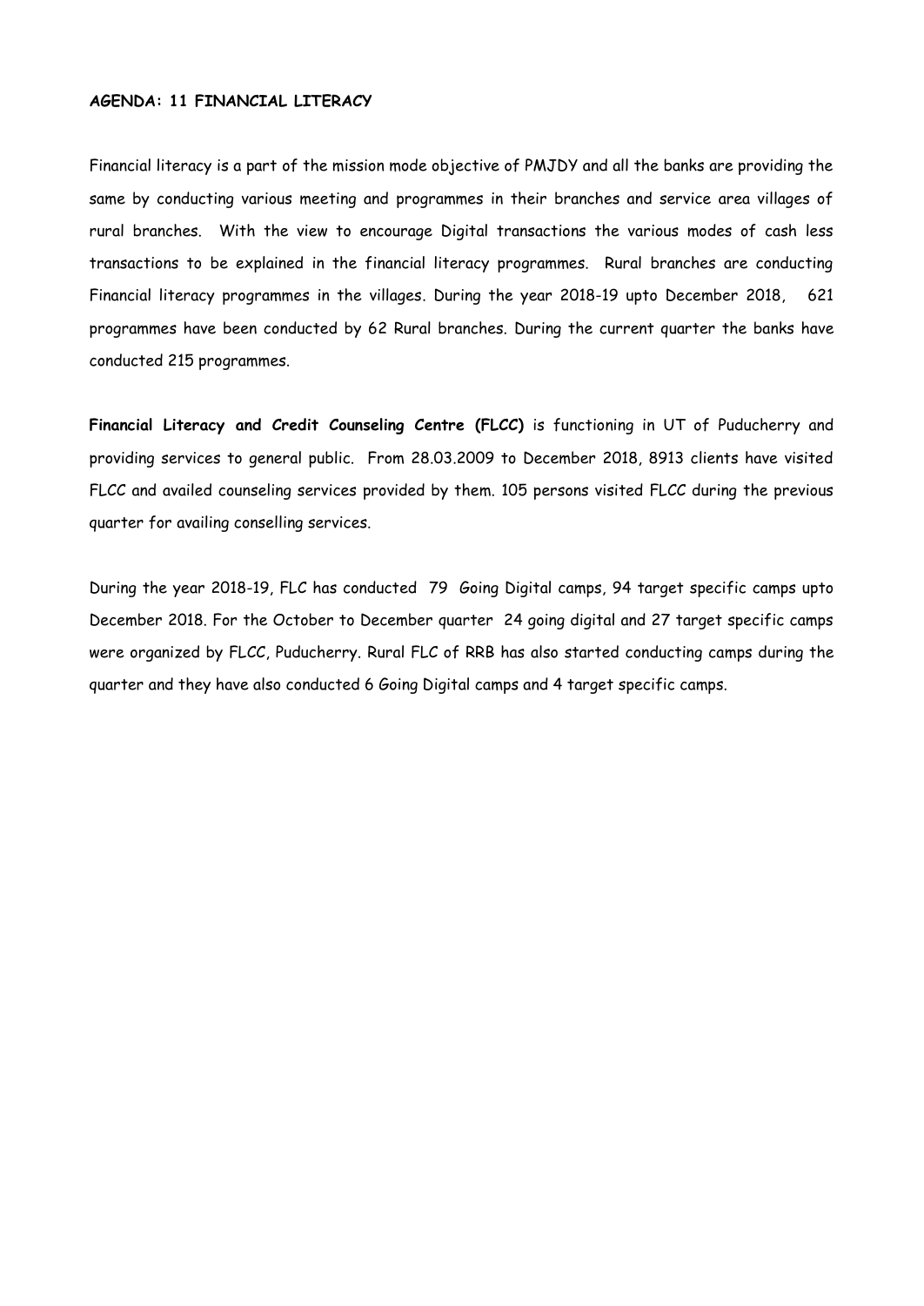**AGENDA: 11 FINANCIAL LITERACY**

Financial literacy is a part of the mission mode objective of PMJDY and all the banks are providing the same by conducting various meeting and programmes in their branches and service area villages of rural branches. With the view to encourage Digital transactions the various modes of cash less transactions to be explained in the financial literacy programmes. Rural branches are conducting Financial literacy programmes in the villages. During the year 2018-19 upto December 2018, 621 programmes have been conducted by 62 Rural branches. During the current quarter the banks have conducted 215 programmes.

**Financial Literacy and Credit Counseling Centre (FLCC)** is functioning in UT of Puducherry and providing services to general public. From 28.03.2009 to December 2018, 8913 clients have visited FLCC and availed counseling services provided by them. 105 persons visited FLCC during the previous quarter for availing conselling services.

During the year 2018-19, FLC has conducted 79 Going Digital camps, 94 target specific camps upto December 2018. For the October to December quarter 24 going digital and 27 target specific camps were organized by FLCC, Puducherry. Rural FLC of RRB has also started conducting camps during the quarter and they have also conducted 6 Going Digital camps and 4 target specific camps.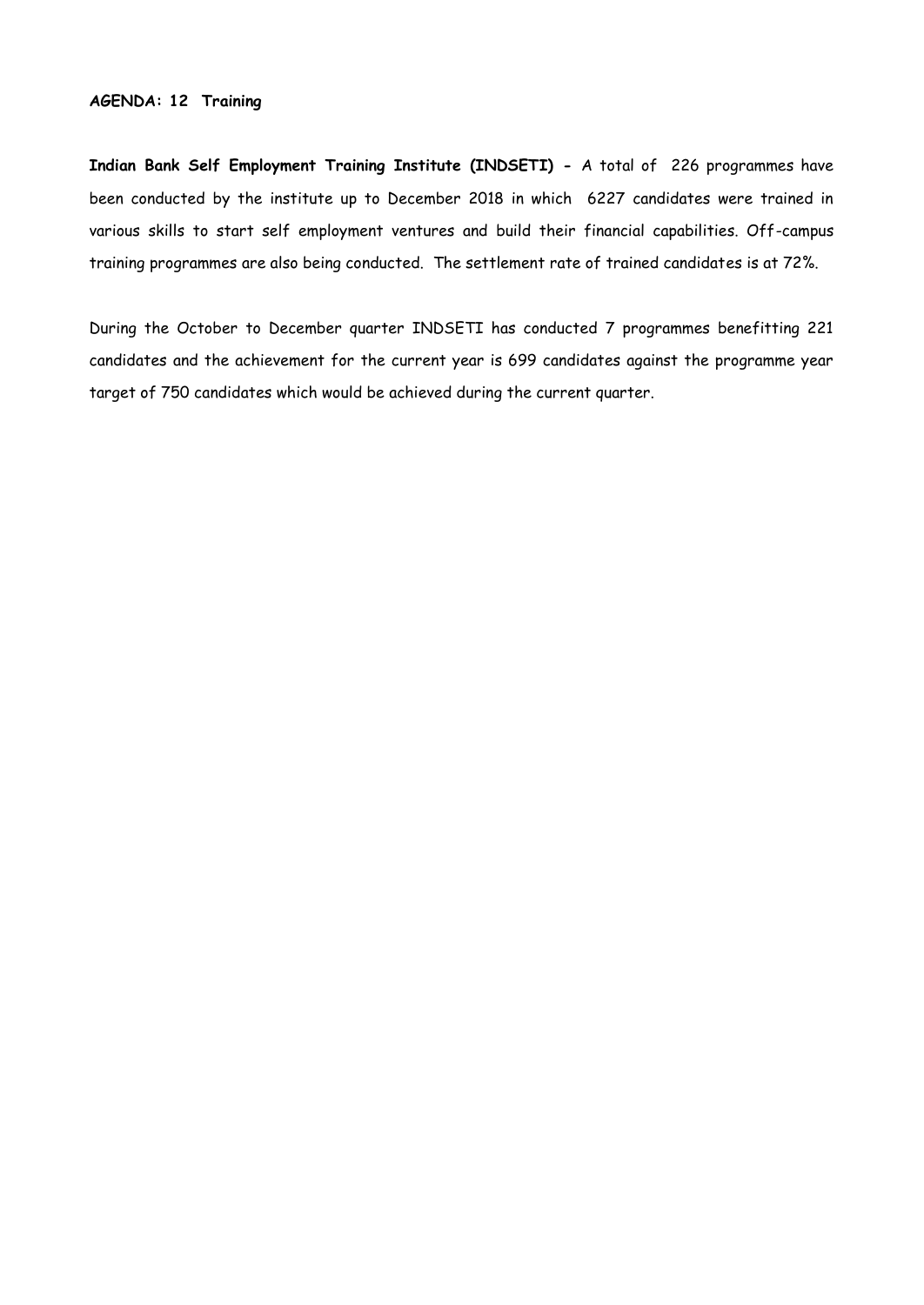**AGENDA: 12 Training**

**Indian Bank Self Employment Training Institute (INDSETI) -** A total of 226 programmes have been conducted by the institute up to December 2018 in which 6227 candidates were trained in various skills to start self employment ventures and build their financial capabilities. Off-campus training programmes are also being conducted. The settlement rate of trained candidates is at 72%.

During the October to December quarter INDSETI has conducted 7 programmes benefitting 221 candidates and the achievement for the current year is 699 candidates against the programme year target of 750 candidates which would be achieved during the current quarter.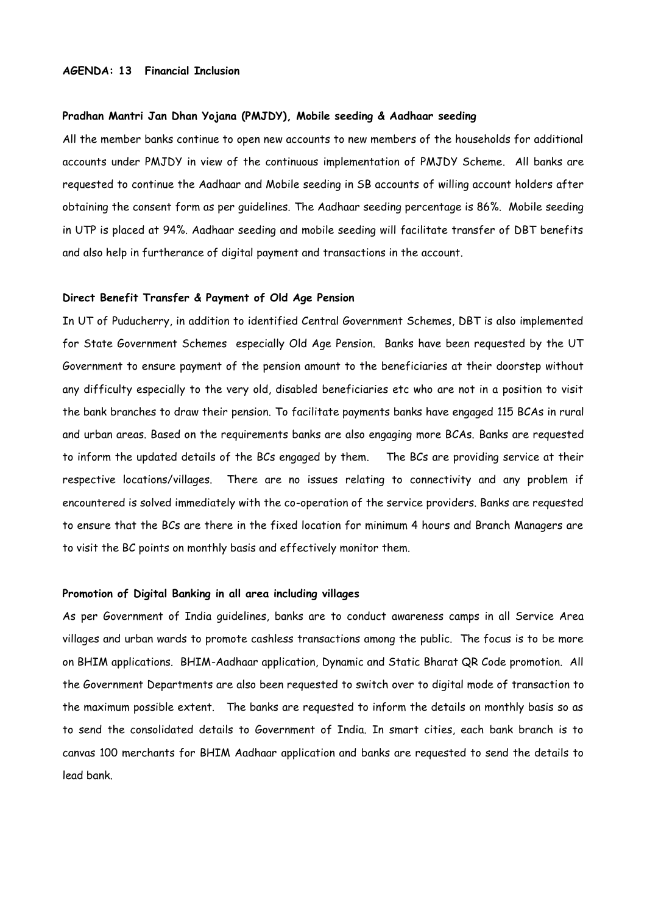**AGENDA: 13 Financial Inclusion**

**Pradhan Mantri Jan Dhan Yojana (PMJDY), Mobile seeding & Aadhaar seeding**

All the member banks continue to open new accounts to new members of the households for additional accounts under PMJDY in view of the continuous implementation of PMJDY Scheme. All banks are requested to continue the Aadhaar and Mobile seeding in SB accounts of willing account holders after obtaining the consent form as per guidelines. The Aadhaar seeding percentage is 86%. Mobile seeding in UTP is placed at 94%. Aadhaar seeding and mobile seeding will facilitate transfer of DBT benefits and also help in furtherance of digital payment and transactions in the account.

**Direct Benefit Transfer & Payment of Old Age Pension**

In UT of Puducherry, in addition to identified Central Government Schemes, DBT is also implemented for State Government Schemes especially Old Age Pension. Banks have been requested by the UT Government to ensure payment of the pension amount to the beneficiaries at their doorstep without any difficulty especially to the very old, disabled beneficiaries etc who are not in a position to visit the bank branches to draw their pension. To facilitate payments banks have engaged 115 BCAs in rural and urban areas. Based on the requirements banks are also engaging more BCAs. Banks are requested to inform the updated details of the BCs engaged by them. The BCs are providing service at their respective locations/villages. There are no issues relating to connectivity and any problem if encountered is solved immediately with the co-operation of the service providers. Banks are requested to ensure that the BCs are there in the fixed location for minimum 4 hours and Branch Managers are to visit the BC points on monthly basis and effectively monitor them.

**Promotion of Digital Banking in all area including villages**

As per Government of India guidelines, banks are to conduct awareness camps in all Service Area villages and urban wards to promote cashless transactions among the public. The focus is to be more on BHIM applications. BHIM-Aadhaar application, Dynamic and Static Bharat QR Code promotion. All the Government Departments are also been requested to switch over to digital mode of transaction to the maximum possible extent. The banks are requested to inform the details on monthly basis so as to send the consolidated details to Government of India. In smart cities, each bank branch is to canvas 100 merchants for BHIM Aadhaar application and banks are requested to send the details to lead bank.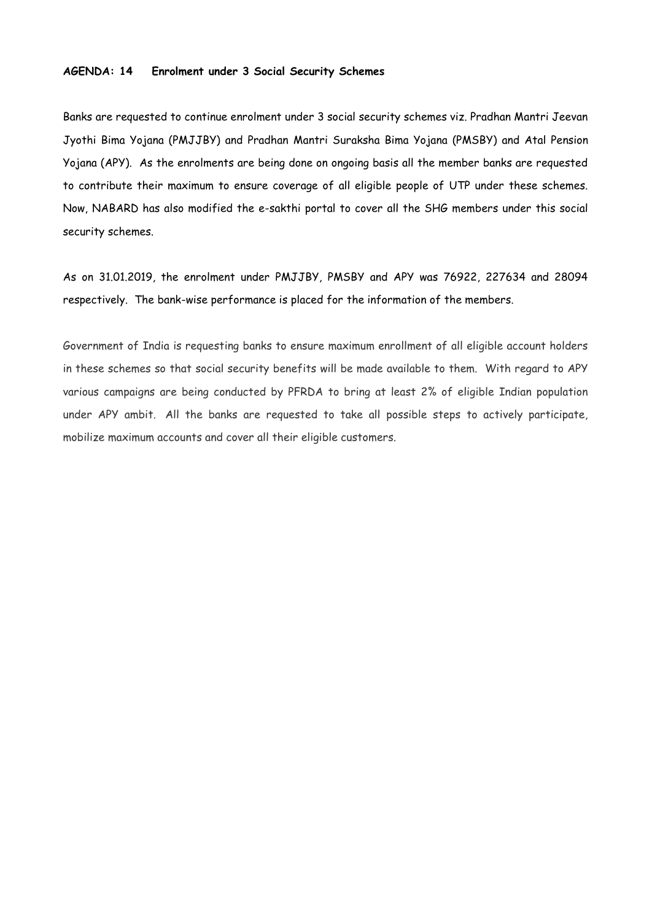**AGENDA: 14 Enrolment under 3 Social Security Schemes**

Banks are requested to continue enrolment under 3 social security schemes viz. Pradhan Mantri Jeevan Jyothi Bima Yojana (PMJJBY) and Pradhan Mantri Suraksha Bima Yojana (PMSBY) and Atal Pension Yojana (APY). As the enrolments are being done on ongoing basis all the member banks are requested to contribute their maximum to ensure coverage of all eligible people of UTP under these schemes. Now, NABARD has also modified the e-sakthi portal to cover all the SHG members under this social security schemes.

As on 31.01.2019, the enrolment under PMJJBY, PMSBY and APY was 76922, 227634 and 28094 respectively. The bank-wise performance is placed for the information of the members.

Government of India is requesting banks to ensure maximum enrollment of all eligible account holders in these schemes so that social security benefits will be made available to them. With regard to APY various campaigns are being conducted by PFRDA to bring at least 2% of eligible Indian population under APY ambit. All the banks are requested to take all possible steps to actively participate, mobilize maximum accounts and cover all their eligible customers.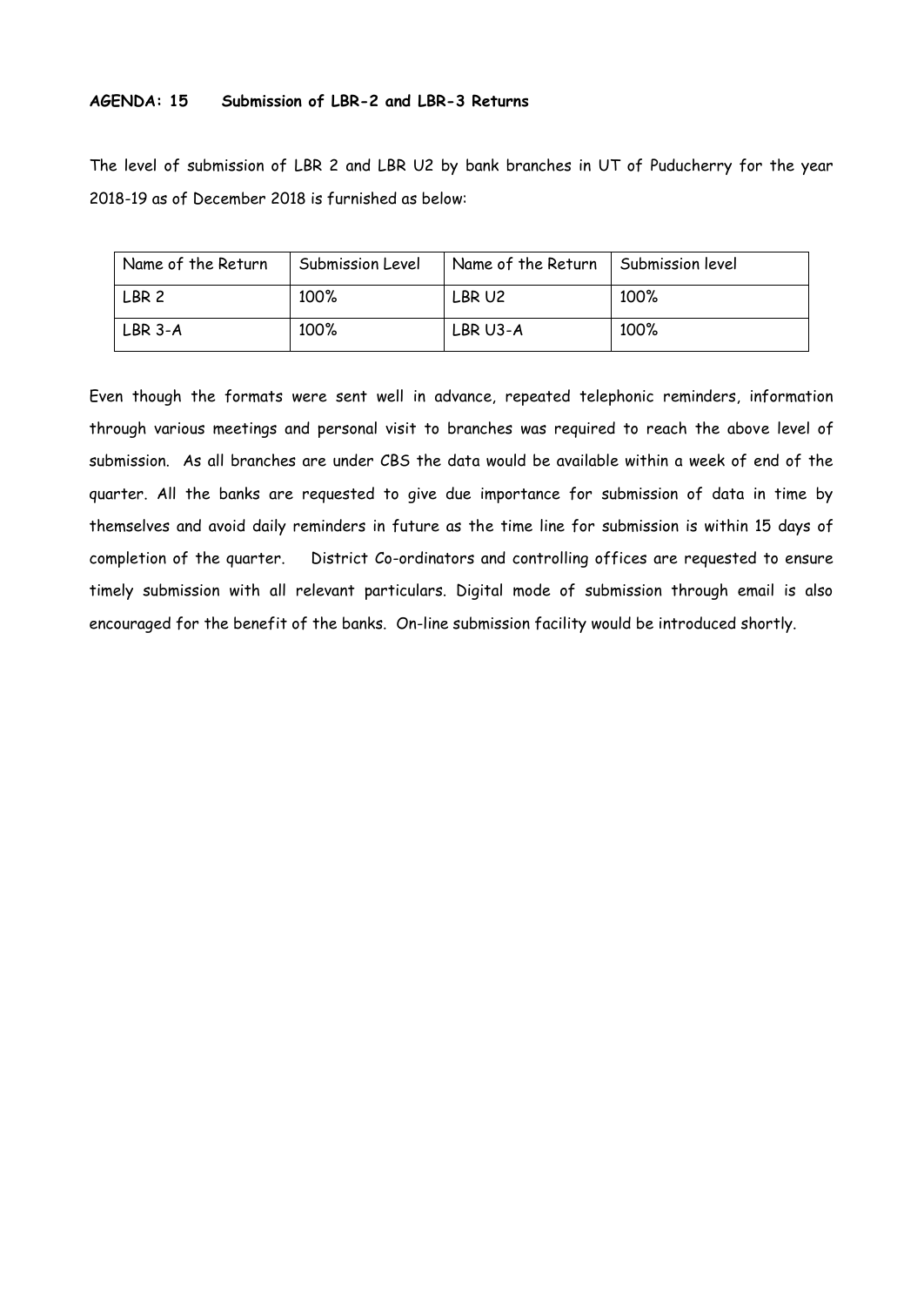**AGENDA: 15 Submission of LBR-2 and LBR-3 Returns**

The level of submission of LBR 2 and LBR U2 by bank branches in UT of Puducherry for the year 2018-19 as of December 2018 is furnished as below:

| Name of the Return | Submission Level | Name of the Return | Submission level |
|---|---|---|---|
| LBR 2 | 100% | LBR U2 | 100% |
| LBR 3-A | 100% | LBR U3-A | 100% |

Even though the formats were sent well in advance, repeated telephonic reminders, information through various meetings and personal visit to branches was required to reach the above level of submission. As all branches are under CBS the data would be available within a week of end of the quarter. All the banks are requested to give due importance for submission of data in time by themselves and avoid daily reminders in future as the time line for submission is within 15 days of completion of the quarter. District Co-ordinators and controlling offices are requested to ensure timely submission with all relevant particulars. Digital mode of submission through email is also encouraged for the benefit of the banks. On-line submission facility would be introduced shortly.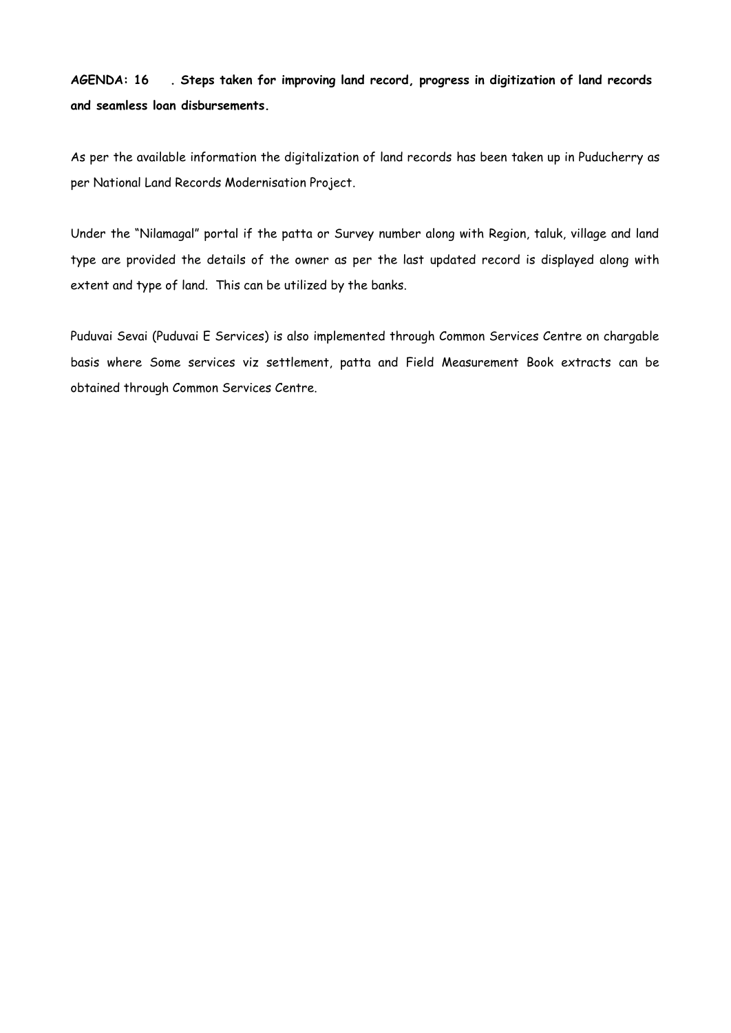**AGENDA: 16 . Steps taken for improving land record, progress in digitization of land records and seamless loan disbursements.**

As per the available information the digitalization of land records has been taken up in Puducherry as per National Land Records Modernisation Project.

Under the "Nilamagal" portal if the patta or Survey number along with Region, taluk, village and land type are provided the details of the owner as per the last updated record is displayed along with extent and type of land. This can be utilized by the banks.

Puduvai Sevai (Puduvai E Services) is also implemented through Common Services Centre on chargable basis where Some services viz settlement, patta and Field Measurement Book extracts can be obtained through Common Services Centre.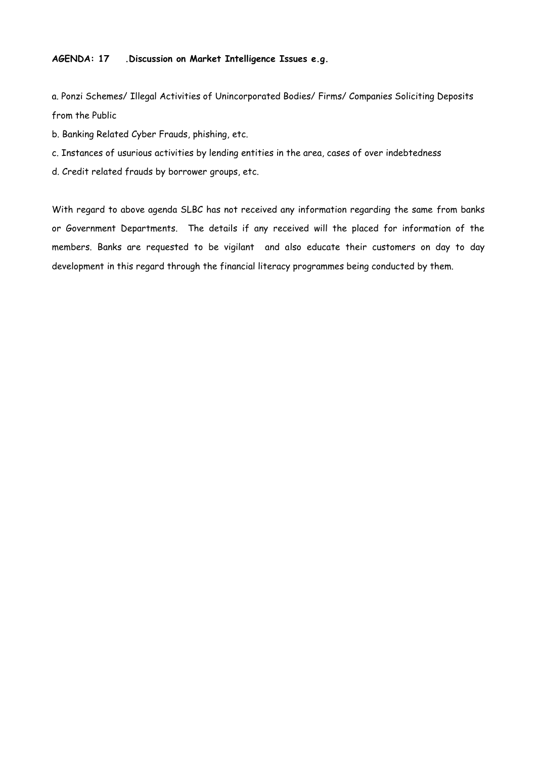**AGENDA: 17 .Discussion on Market Intelligence Issues e.g.**

a. Ponzi Schemes/ Illegal Activities of Unincorporated Bodies/ Firms/ Companies Soliciting Deposits from the Public

b. Banking Related Cyber Frauds, phishing, etc.

c. Instances of usurious activities by lending entities in the area, cases of over indebtedness

d. Credit related frauds by borrower groups, etc.

With regard to above agenda SLBC has not received any information regarding the same from banks or Government Departments. The details if any received will the placed for information of the members. Banks are requested to be vigilant and also educate their customers on day to day development in this regard through the financial literacy programmes being conducted by them.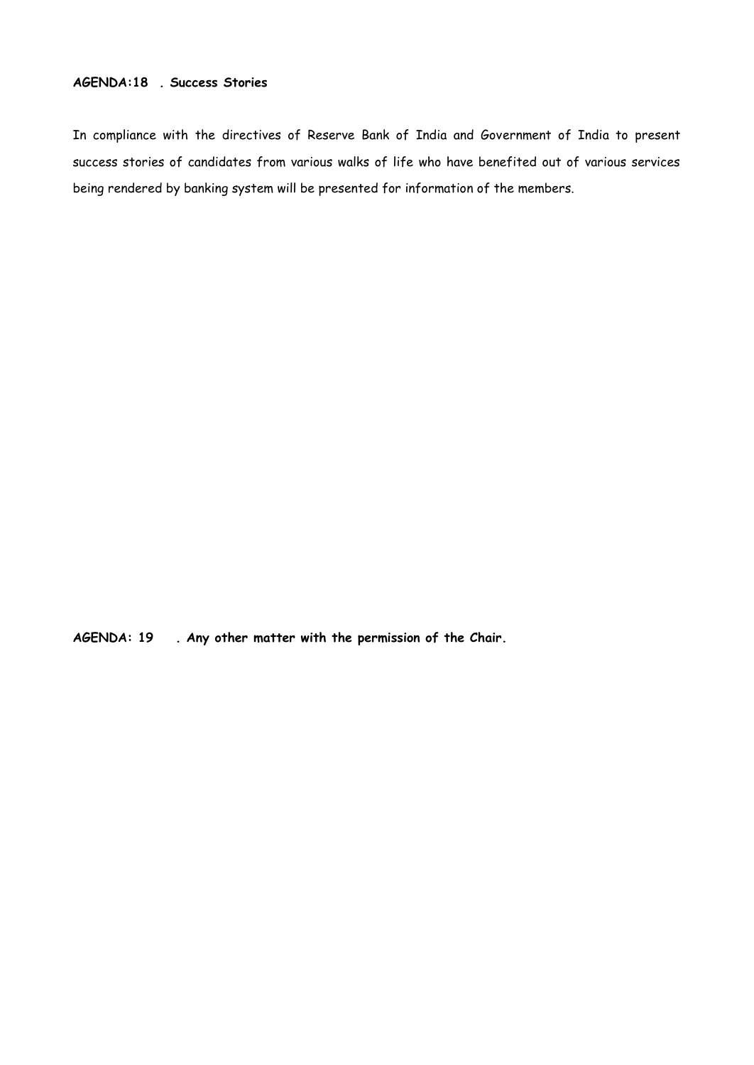**AGENDA:18 . Success Stories**

In compliance with the directives of Reserve Bank of India and Government of India to present success stories of candidates from various walks of life who have benefited out of various services being rendered by banking system will be presented for information of the members.

**AGENDA: 19 . Any other matter with the permission of the Chair.**